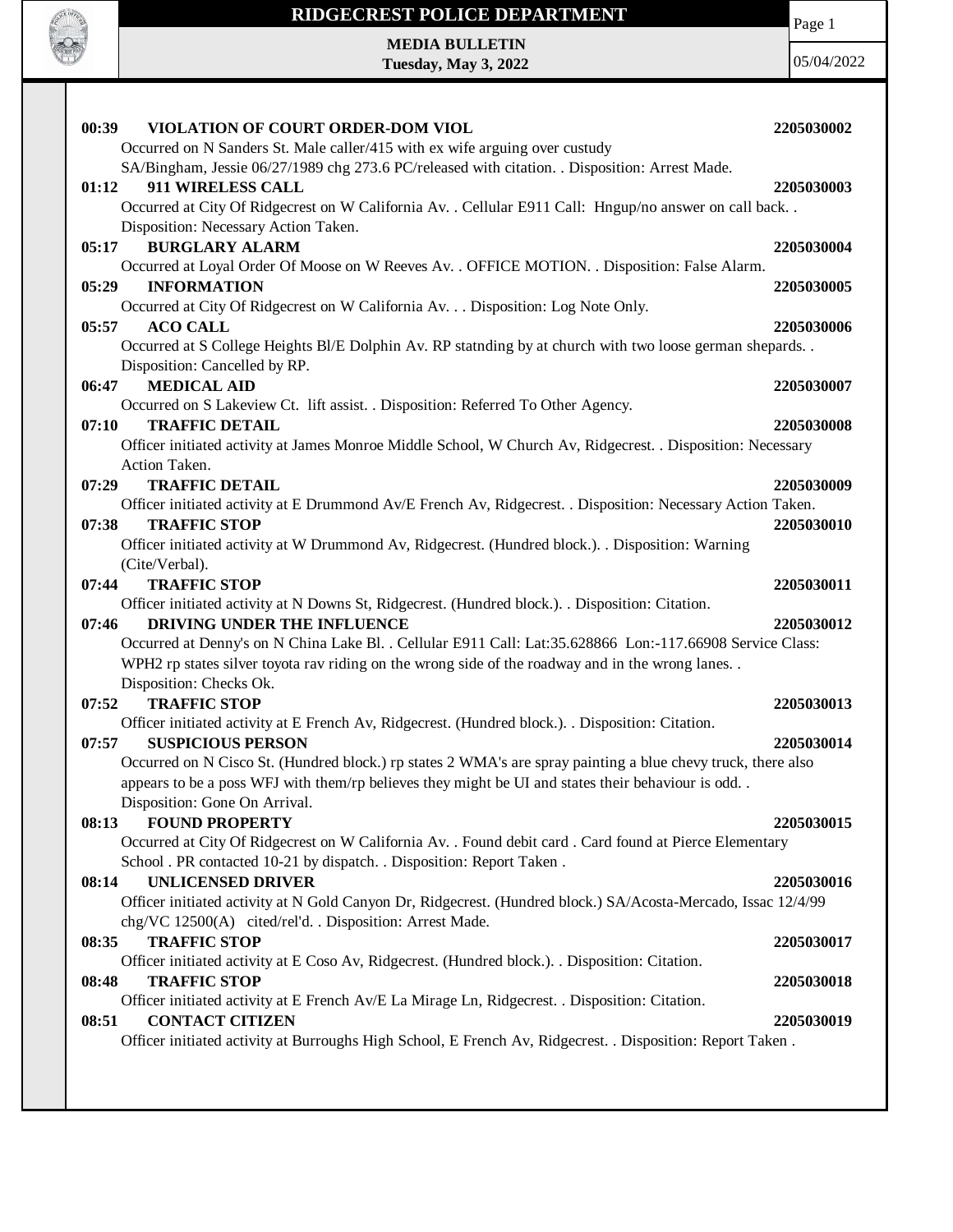# RIDGECREST POLICE DEPARTMENT

**MEDIA BULLETIN**
**Tuesday, May 3, 2022**

05/04/2022

**00:39 VIOLATION OF COURT ORDER-DOM VIOL** **2205030002**
Occurred on N Sanders St. Male caller/415 with ex wife arguing over custudy
SA/Bingham, Jessie 06/27/1989 chg 273.6 PC/released with citation. . Disposition: Arrest Made.

**01:12 911 WIRELESS CALL** **2205030003**
Occurred at City Of Ridgecrest on W California Av. . Cellular E911 Call: Hngup/no answer on call back. .
Disposition: Necessary Action Taken.

**05:17 BURGLARY ALARM** **2205030004**
Occurred at Loyal Order Of Moose on W Reeves Av. . OFFICE MOTION. . Disposition: False Alarm.

**05:29 INFORMATION** **2205030005**
Occurred at City Of Ridgecrest on W California Av. . . Disposition: Log Note Only.

**05:57 ACO CALL** **2205030006**
Occurred at S College Heights Bl/E Dolphin Av. RP statnding by at church with two loose german shepards. .
Disposition: Cancelled by RP.

**06:47 MEDICAL AID** **2205030007**
Occurred on S Lakeview Ct. lift assist. . Disposition: Referred To Other Agency.

**07:10 TRAFFIC DETAIL** **2205030008**
Officer initiated activity at James Monroe Middle School, W Church Av, Ridgecrest. . Disposition: Necessary
Action Taken.

**07:29 TRAFFIC DETAIL** **2205030009**
Officer initiated activity at E Drummond Av/E French Av, Ridgecrest. . Disposition: Necessary Action Taken.

**07:38 TRAFFIC STOP** **2205030010**
Officer initiated activity at W Drummond Av, Ridgecrest. (Hundred block.). . Disposition: Warning
(Cite/Verbal).

**07:44 TRAFFIC STOP** **2205030011**
Officer initiated activity at N Downs St, Ridgecrest. (Hundred block.). . Disposition: Citation.

**07:46 DRIVING UNDER THE INFLUENCE** **2205030012**
Occurred at Denny's on N China Lake Bl. . Cellular E911 Call: Lat:35.628866 Lon:-117.66908 Service Class:
WPH2 rp states silver toyota rav riding on the wrong side of the roadway and in the wrong lanes. .
Disposition: Checks Ok.

**07:52 TRAFFIC STOP** **2205030013**
Officer initiated activity at E French Av, Ridgecrest. (Hundred block.). . Disposition: Citation.

**07:57 SUSPICIOUS PERSON** **2205030014**
Occurred on N Cisco St. (Hundred block.) rp states 2 WMA's are spray painting a blue chevy truck, there also
appears to be a poss WFJ with them/rp believes they might be UI and states their behaviour is odd. .
Disposition: Gone On Arrival.

**08:13 FOUND PROPERTY** **2205030015**
Occurred at City Of Ridgecrest on W California Av. . Found debit card . Card found at Pierce Elementary
School . PR contacted 10-21 by dispatch. . Disposition: Report Taken .

**08:14 UNLICENSED DRIVER** **2205030016**
Officer initiated activity at N Gold Canyon Dr, Ridgecrest. (Hundred block.) SA/Acosta-Mercado, Issac 12/4/99
chg/VC 12500(A) cited/rel'd. . Disposition: Arrest Made.

**08:35 TRAFFIC STOP** **2205030017**
Officer initiated activity at E Coso Av, Ridgecrest. (Hundred block.). . Disposition: Citation.

**08:48 TRAFFIC STOP** **2205030018**
Officer initiated activity at E French Av/E La Mirage Ln, Ridgecrest. . Disposition: Citation.

**08:51 CONTACT CITIZEN** **2205030019**
Officer initiated activity at Burroughs High School, E French Av, Ridgecrest. . Disposition: Report Taken .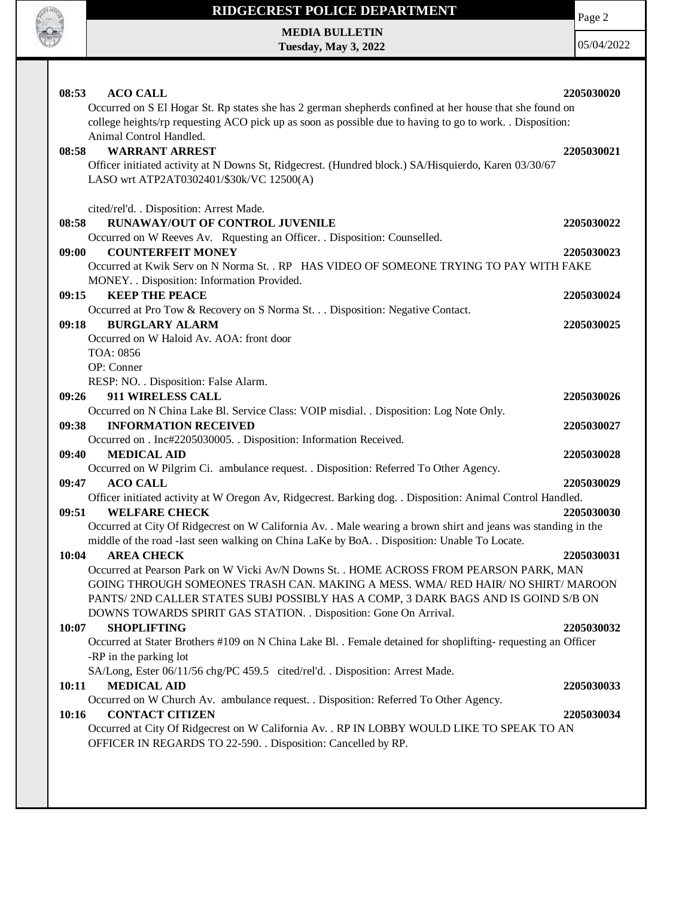**08:53 ACO CALL** 2205030020

Occurred on S El Hogar St. Rp states she has 2 german shepherds confined at her house that she found on college heights/rp requesting ACO pick up as soon as possible due to having to go to work. . Disposition: Animal Control Handled.

**08:58 WARRANT ARREST** 2205030021

Officer initiated activity at N Downs St, Ridgecrest. (Hundred block.) SA/Hisquierdo, Karen 03/30/67 LASO wrt ATP2AT0302401/$30k/VC 12500(A)

cited/rel'd. . Disposition: Arrest Made.

**08:58 RUNAWAY/OUT OF CONTROL JUVENILE** 2205030022

Occurred on W Reeves Av. Rquesting an Officer. . Disposition: Counselled.

**09:00 COUNTERFEIT MONEY** 2205030023

Occurred at Kwik Serv on N Norma St. . RP HAS VIDEO OF SOMEONE TRYING TO PAY WITH FAKE MONEY. . Disposition: Information Provided.

**09:15 KEEP THE PEACE** 2205030024

Occurred at Pro Tow & Recovery on S Norma St. . . Disposition: Negative Contact.

**09:18 BURGLARY ALARM** 2205030025

Occurred on W Haloid Av. AOA: front door
TOA: 0856
OP: Conner
RESP: NO. . Disposition: False Alarm.

**09:26 911 WIRELESS CALL** 2205030026

Occurred on N China Lake Bl. Service Class: VOIP misdial. . Disposition: Log Note Only.

**09:38 INFORMATION RECEIVED** 2205030027

Occurred on . Inc#2205030005. . Disposition: Information Received.

**09:40 MEDICAL AID** 2205030028

Occurred on W Pilgrim Ci. ambulance request. . Disposition: Referred To Other Agency.

**09:47 ACO CALL** 2205030029

Officer initiated activity at W Oregon Av, Ridgecrest. Barking dog. . Disposition: Animal Control Handled.

**09:51 WELFARE CHECK** 2205030030

Occurred at City Of Ridgecrest on W California Av. . Male wearing a brown shirt and jeans was standing in the middle of the road -last seen walking on China LaKe by BoA. . Disposition: Unable To Locate.

**10:04 AREA CHECK** 2205030031

Occurred at Pearson Park on W Vicki Av/N Downs St. . HOME ACROSS FROM PEARSON PARK, MAN GOING THROUGH SOMEONES TRASH CAN. MAKING A MESS. WMA/ RED HAIR/ NO SHIRT/ MAROON PANTS/ 2ND CALLER STATES SUBJ POSSIBLY HAS A COMP, 3 DARK BAGS AND IS GOIND S/B ON DOWNS TOWARDS SPIRIT GAS STATION. . Disposition: Gone On Arrival.

**10:07 SHOPLIFTING** 2205030032

Occurred at Stater Brothers #109 on N China Lake Bl. . Female detained for shoplifting- requesting an Officer -RP in the parking lot
SA/Long, Ester 06/11/56 chg/PC 459.5 cited/rel'd. . Disposition: Arrest Made.

**10:11 MEDICAL AID** 2205030033

Occurred on W Church Av. ambulance request. . Disposition: Referred To Other Agency.

**10:16 CONTACT CITIZEN** 2205030034

Occurred at City Of Ridgecrest on W California Av. . RP IN LOBBY WOULD LIKE TO SPEAK TO AN OFFICER IN REGARDS TO 22-590. . Disposition: Cancelled by RP.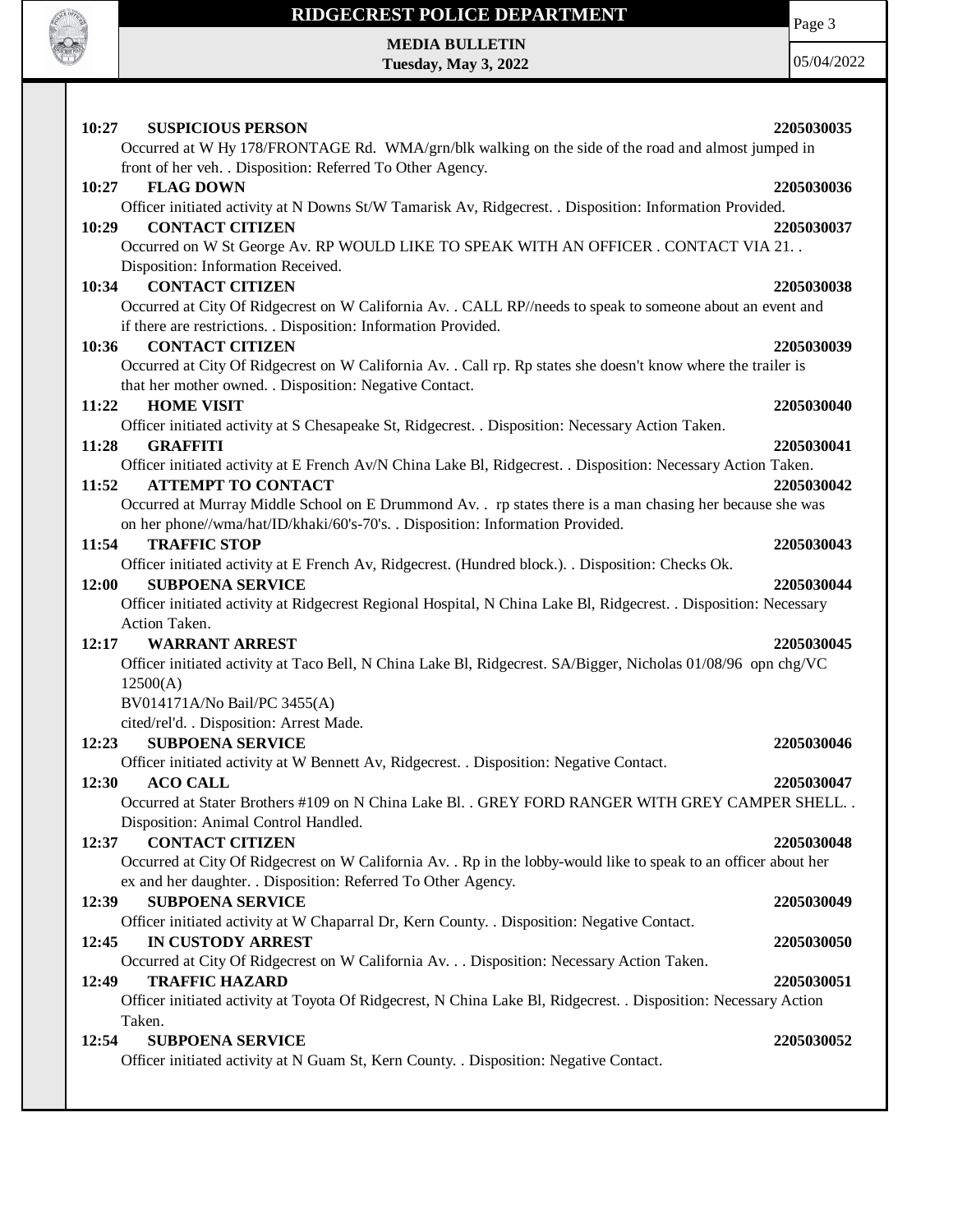**10:27 SUSPICIOUS PERSON** **2205030035**

Occurred at W Hy 178/FRONTAGE Rd. WMA/grn/blk walking on the side of the road and almost jumped in front of her veh. . Disposition: Referred To Other Agency.

**10:27 FLAG DOWN** **2205030036**

Officer initiated activity at N Downs St/W Tamarisk Av, Ridgecrest. . Disposition: Information Provided.

**10:29 CONTACT CITIZEN** **2205030037**

Occurred on W St George Av. RP WOULD LIKE TO SPEAK WITH AN OFFICER . CONTACT VIA 21. . Disposition: Information Received.

**10:34 CONTACT CITIZEN** **2205030038**

Occurred at City Of Ridgecrest on W California Av. . CALL RP//needs to speak to someone about an event and if there are restrictions. . Disposition: Information Provided.

**10:36 CONTACT CITIZEN** **2205030039**

Occurred at City Of Ridgecrest on W California Av. . Call rp. Rp states she doesn't know where the trailer is that her mother owned. . Disposition: Negative Contact.

**11:22 HOME VISIT** **2205030040**

Officer initiated activity at S Chesapeake St, Ridgecrest. . Disposition: Necessary Action Taken.

**11:28 GRAFFITI** **2205030041**

Officer initiated activity at E French Av/N China Lake Bl, Ridgecrest. . Disposition: Necessary Action Taken.

**11:52 ATTEMPT TO CONTACT** **2205030042**

Occurred at Murray Middle School on E Drummond Av. . rp states there is a man chasing her because she was on her phone//wma/hat/ID/khaki/60's-70's. . Disposition: Information Provided.

**11:54 TRAFFIC STOP** **2205030043**

Officer initiated activity at E French Av, Ridgecrest. (Hundred block.). . Disposition: Checks Ok.

**12:00 SUBPOENA SERVICE** **2205030044**

Officer initiated activity at Ridgecrest Regional Hospital, N China Lake Bl, Ridgecrest. . Disposition: Necessary Action Taken.

**12:17 WARRANT ARREST** **2205030045**

Officer initiated activity at Taco Bell, N China Lake Bl, Ridgecrest. SA/Bigger, Nicholas 01/08/96 opn chg/VC 12500(A)
BV014171A/No Bail/PC 3455(A)
cited/rel'd. . Disposition: Arrest Made.

**12:23 SUBPOENA SERVICE** **2205030046**

Officer initiated activity at W Bennett Av, Ridgecrest. . Disposition: Negative Contact.

**12:30 ACO CALL** **2205030047**

Occurred at Stater Brothers #109 on N China Lake Bl. . GREY FORD RANGER WITH GREY CAMPER SHELL. . Disposition: Animal Control Handled.

**12:37 CONTACT CITIZEN** **2205030048**

Occurred at City Of Ridgecrest on W California Av. . Rp in the lobby-would like to speak to an officer about her ex and her daughter. . Disposition: Referred To Other Agency.

**12:39 SUBPOENA SERVICE** **2205030049**

Officer initiated activity at W Chaparral Dr, Kern County. . Disposition: Negative Contact.

**12:45 IN CUSTODY ARREST** **2205030050**

Occurred at City Of Ridgecrest on W California Av. . . Disposition: Necessary Action Taken.

**12:49 TRAFFIC HAZARD** **2205030051**

Officer initiated activity at Toyota Of Ridgecrest, N China Lake Bl, Ridgecrest. . Disposition: Necessary Action Taken.

**12:54 SUBPOENA SERVICE** **2205030052**

Officer initiated activity at N Guam St, Kern County. . Disposition: Negative Contact.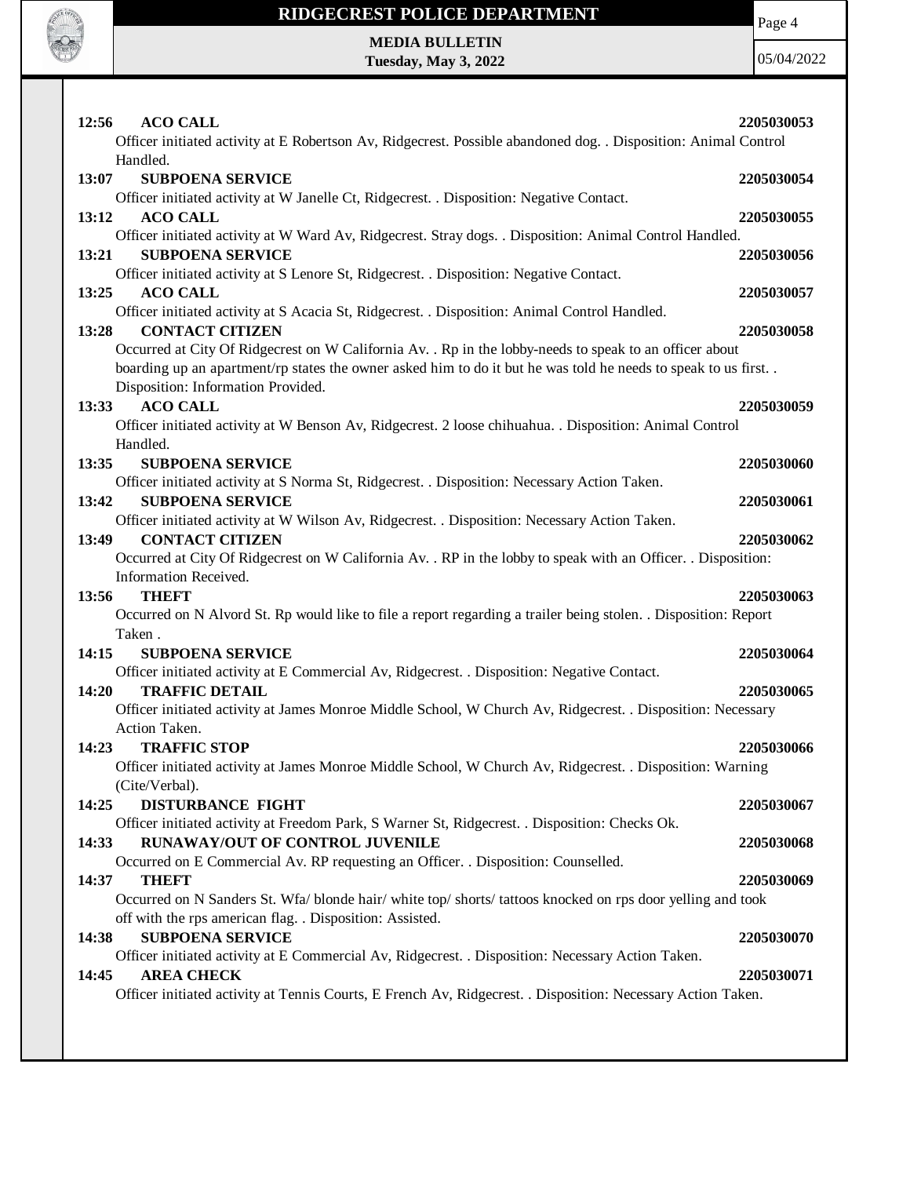**12:56 ACO CALL** **2205030053**

Officer initiated activity at E Robertson Av, Ridgecrest. Possible abandoned dog. . Disposition: Animal Control Handled.

**13:07 SUBPOENA SERVICE** **2205030054**

Officer initiated activity at W Janelle Ct, Ridgecrest. . Disposition: Negative Contact.

**13:12 ACO CALL** **2205030055**

Officer initiated activity at W Ward Av, Ridgecrest. Stray dogs. . Disposition: Animal Control Handled.

**13:21 SUBPOENA SERVICE** **2205030056**

Officer initiated activity at S Lenore St, Ridgecrest. . Disposition: Negative Contact.

**13:25 ACO CALL** **2205030057**

Officer initiated activity at S Acacia St, Ridgecrest. . Disposition: Animal Control Handled.

**13:28 CONTACT CITIZEN** **2205030058**

Occurred at City Of Ridgecrest on W California Av. . Rp in the lobby-needs to speak to an officer about boarding up an apartment/rp states the owner asked him to do it but he was told he needs to speak to us first. . Disposition: Information Provided.

**13:33 ACO CALL** **2205030059**

Officer initiated activity at W Benson Av, Ridgecrest. 2 loose chihuahua. . Disposition: Animal Control Handled.

**13:35 SUBPOENA SERVICE** **2205030060**

Officer initiated activity at S Norma St, Ridgecrest. . Disposition: Necessary Action Taken.

**13:42 SUBPOENA SERVICE** **2205030061**

Officer initiated activity at W Wilson Av, Ridgecrest. . Disposition: Necessary Action Taken.

**13:49 CONTACT CITIZEN** **2205030062**

Occurred at City Of Ridgecrest on W California Av. . RP in the lobby to speak with an Officer. . Disposition: Information Received.

**13:56 THEFT** **2205030063**

Occurred on N Alvord St. Rp would like to file a report regarding a trailer being stolen. . Disposition: Report Taken .

**14:15 SUBPOENA SERVICE** **2205030064**

Officer initiated activity at E Commercial Av, Ridgecrest. . Disposition: Negative Contact.

**14:20 TRAFFIC DETAIL** **2205030065**

Officer initiated activity at James Monroe Middle School, W Church Av, Ridgecrest. . Disposition: Necessary Action Taken.

**14:23 TRAFFIC STOP** **2205030066**

Officer initiated activity at James Monroe Middle School, W Church Av, Ridgecrest. . Disposition: Warning (Cite/Verbal).

**14:25 DISTURBANCE FIGHT** **2205030067**

Officer initiated activity at Freedom Park, S Warner St, Ridgecrest. . Disposition: Checks Ok.

**14:33 RUNAWAY/OUT OF CONTROL JUVENILE** **2205030068**

Occurred on E Commercial Av. RP requesting an Officer. . Disposition: Counselled.

**14:37 THEFT** **2205030069**

Occurred on N Sanders St. Wfa/ blonde hair/ white top/ shorts/ tattoos knocked on rps door yelling and took off with the rps american flag. . Disposition: Assisted.

**14:38 SUBPOENA SERVICE** **2205030070**

Officer initiated activity at E Commercial Av, Ridgecrest. . Disposition: Necessary Action Taken.

**14:45 AREA CHECK** **2205030071**

Officer initiated activity at Tennis Courts, E French Av, Ridgecrest. . Disposition: Necessary Action Taken.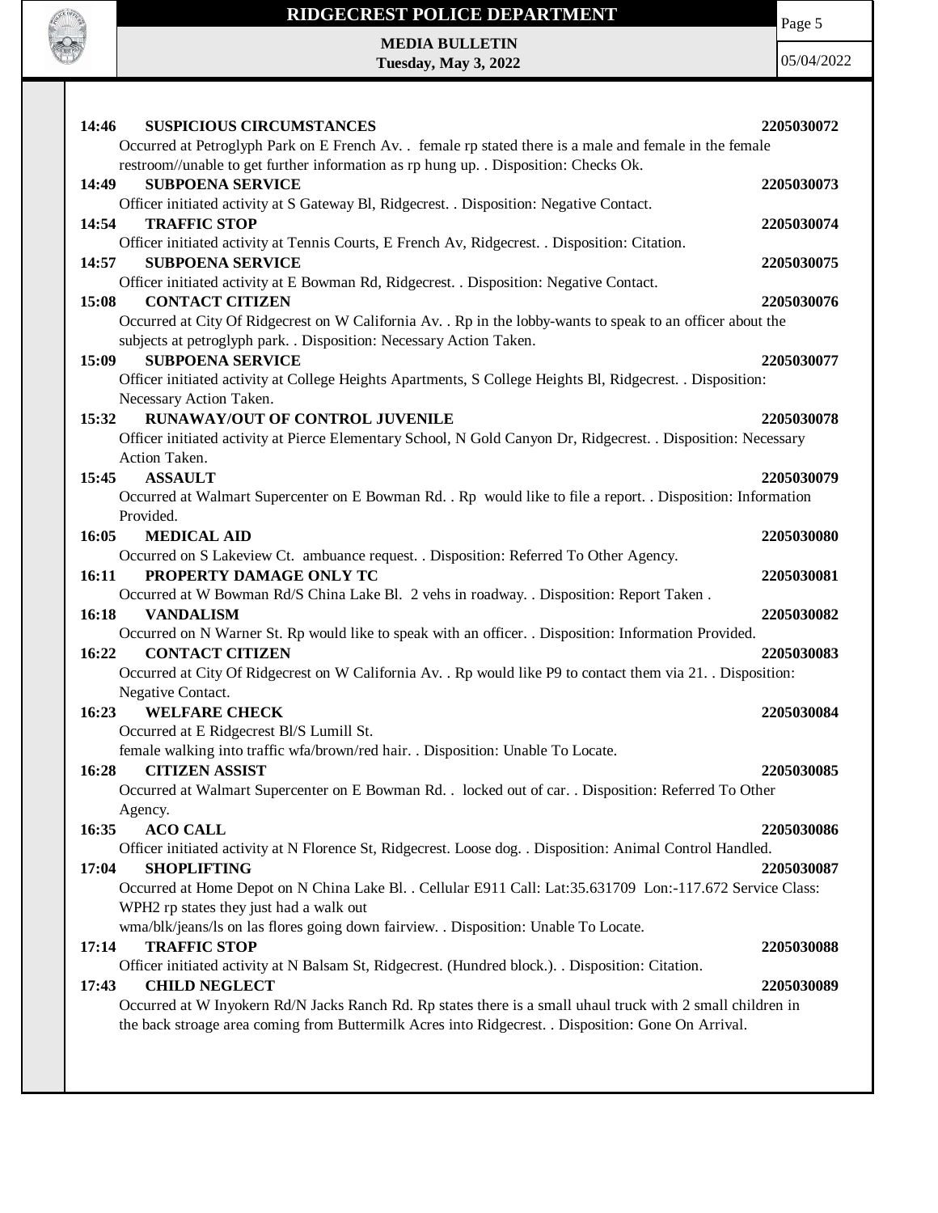**14:46 SUSPICIOUS CIRCUMSTANCES** **2205030072**
Occurred at Petroglyph Park on E French Av. . female rp stated there is a male and female in the female restroom//unable to get further information as rp hung up. . Disposition: Checks Ok.

**14:49 SUBPOENA SERVICE** **2205030073**
Officer initiated activity at S Gateway Bl, Ridgecrest. . Disposition: Negative Contact.

**14:54 TRAFFIC STOP** **2205030074**
Officer initiated activity at Tennis Courts, E French Av, Ridgecrest. . Disposition: Citation.

**14:57 SUBPOENA SERVICE** **2205030075**
Officer initiated activity at E Bowman Rd, Ridgecrest. . Disposition: Negative Contact.

**15:08 CONTACT CITIZEN** **2205030076**
Occurred at City Of Ridgecrest on W California Av. . Rp in the lobby-wants to speak to an officer about the subjects at petroglyph park. . Disposition: Necessary Action Taken.

**15:09 SUBPOENA SERVICE** **2205030077**
Officer initiated activity at College Heights Apartments, S College Heights Bl, Ridgecrest. . Disposition: Necessary Action Taken.

**15:32 RUNAWAY/OUT OF CONTROL JUVENILE** **2205030078**
Officer initiated activity at Pierce Elementary School, N Gold Canyon Dr, Ridgecrest. . Disposition: Necessary Action Taken.

**15:45 ASSAULT** **2205030079**
Occurred at Walmart Supercenter on E Bowman Rd. . Rp would like to file a report. . Disposition: Information Provided.

**16:05 MEDICAL AID** **2205030080**
Occurred on S Lakeview Ct. ambuance request. . Disposition: Referred To Other Agency.

**16:11 PROPERTY DAMAGE ONLY TC** **2205030081**
Occurred at W Bowman Rd/S China Lake Bl. 2 vehs in roadway. . Disposition: Report Taken .

**16:18 VANDALISM** **2205030082**
Occurred on N Warner St. Rp would like to speak with an officer. . Disposition: Information Provided.

**16:22 CONTACT CITIZEN** **2205030083**
Occurred at City Of Ridgecrest on W California Av. . Rp would like P9 to contact them via 21. . Disposition: Negative Contact.

**16:23 WELFARE CHECK** **2205030084**
Occurred at E Ridgecrest Bl/S Lumill St.
female walking into traffic wfa/brown/red hair. . Disposition: Unable To Locate.

**16:28 CITIZEN ASSIST** **2205030085**
Occurred at Walmart Supercenter on E Bowman Rd. . locked out of car. . Disposition: Referred To Other Agency.

**16:35 ACO CALL** **2205030086**
Officer initiated activity at N Florence St, Ridgecrest. Loose dog. . Disposition: Animal Control Handled.

**17:04 SHOPLIFTING** **2205030087**
Occurred at Home Depot on N China Lake Bl. . Cellular E911 Call: Lat:35.631709 Lon:-117.672 Service Class: WPH2 rp states they just had a walk out
wma/blk/jeans/ls on las flores going down fairview. . Disposition: Unable To Locate.

**17:14 TRAFFIC STOP** **2205030088**
Officer initiated activity at N Balsam St, Ridgecrest. (Hundred block.). . Disposition: Citation.

**17:43 CHILD NEGLECT** **2205030089**
Occurred at W Inyokern Rd/N Jacks Ranch Rd. Rp states there is a small uhaul truck with 2 small children in the back stroage area coming from Buttermilk Acres into Ridgecrest. . Disposition: Gone On Arrival.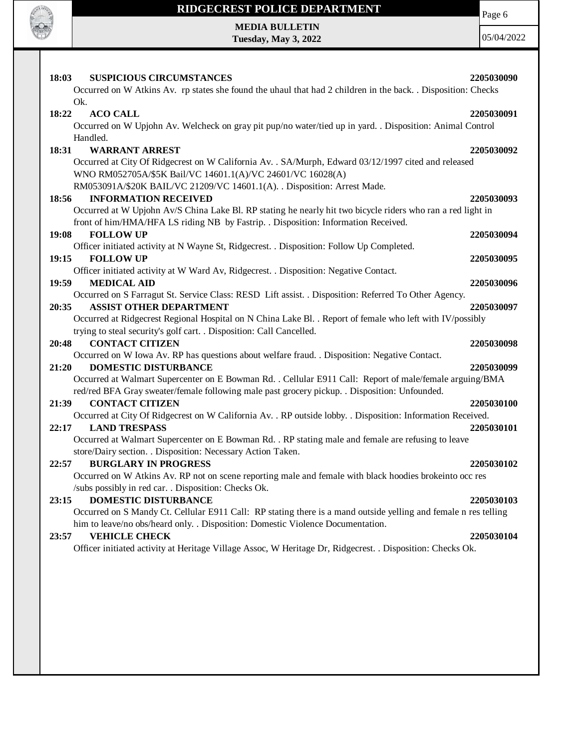**18:03 SUSPICIOUS CIRCUMSTANCES** **2205030090**

Occurred on W Atkins Av. rp states she found the uhaul that had 2 children in the back. . Disposition: Checks Ok.

**18:22 ACO CALL** **2205030091**

Occurred on W Upjohn Av. Welcheck on gray pit pup/no water/tied up in yard. . Disposition: Animal Control Handled.

**18:31 WARRANT ARREST** **2205030092**

Occurred at City Of Ridgecrest on W California Av. . SA/Murph, Edward 03/12/1997 cited and released WNO RM052705A/$5K Bail/VC 14601.1(A)/VC 24601/VC 16028(A) RM053091A/$20K BAIL/VC 21209/VC 14601.1(A). . Disposition: Arrest Made.

**18:56 INFORMATION RECEIVED** **2205030093**

Occurred at W Upjohn Av/S China Lake Bl. RP stating he nearly hit two bicycle riders who ran a red light in front of him/HMA/HFA LS riding NB by Fastrip. . Disposition: Information Received.

**19:08 FOLLOW UP** **2205030094**

Officer initiated activity at N Wayne St, Ridgecrest. . Disposition: Follow Up Completed.

**19:15 FOLLOW UP** **2205030095**

Officer initiated activity at W Ward Av, Ridgecrest. . Disposition: Negative Contact.

**19:59 MEDICAL AID** **2205030096**

Occurred on S Farragut St. Service Class: RESD Lift assist. . Disposition: Referred To Other Agency.

**20:35 ASSIST OTHER DEPARTMENT** **2205030097**

Occurred at Ridgecrest Regional Hospital on N China Lake Bl. . Report of female who left with IV/possibly trying to steal security's golf cart. . Disposition: Call Cancelled.

**20:48 CONTACT CITIZEN** **2205030098**

Occurred on W Iowa Av. RP has questions about welfare fraud. . Disposition: Negative Contact.

**21:20 DOMESTIC DISTURBANCE** **2205030099**

Occurred at Walmart Supercenter on E Bowman Rd. . Cellular E911 Call: Report of male/female arguing/BMA red/red BFA Gray sweater/female following male past grocery pickup. . Disposition: Unfounded.

**21:39 CONTACT CITIZEN** **2205030100**

Occurred at City Of Ridgecrest on W California Av. . RP outside lobby. . Disposition: Information Received.

**22:17 LAND TRESPASS** **2205030101**

Occurred at Walmart Supercenter on E Bowman Rd. . RP stating male and female are refusing to leave store/Dairy section. . Disposition: Necessary Action Taken.

**22:57 BURGLARY IN PROGRESS** **2205030102**

Occurred on W Atkins Av. RP not on scene reporting male and female with black hoodies brokeinto occ res /subs possibly in red car. . Disposition: Checks Ok.

**23:15 DOMESTIC DISTURBANCE** **2205030103**

Occurred on S Mandy Ct. Cellular E911 Call: RP stating there is a mand outside yelling and female n res telling him to leave/no obs/heard only. . Disposition: Domestic Violence Documentation.

**23:57 VEHICLE CHECK** **2205030104**

Officer initiated activity at Heritage Village Assoc, W Heritage Dr, Ridgecrest. . Disposition: Checks Ok.